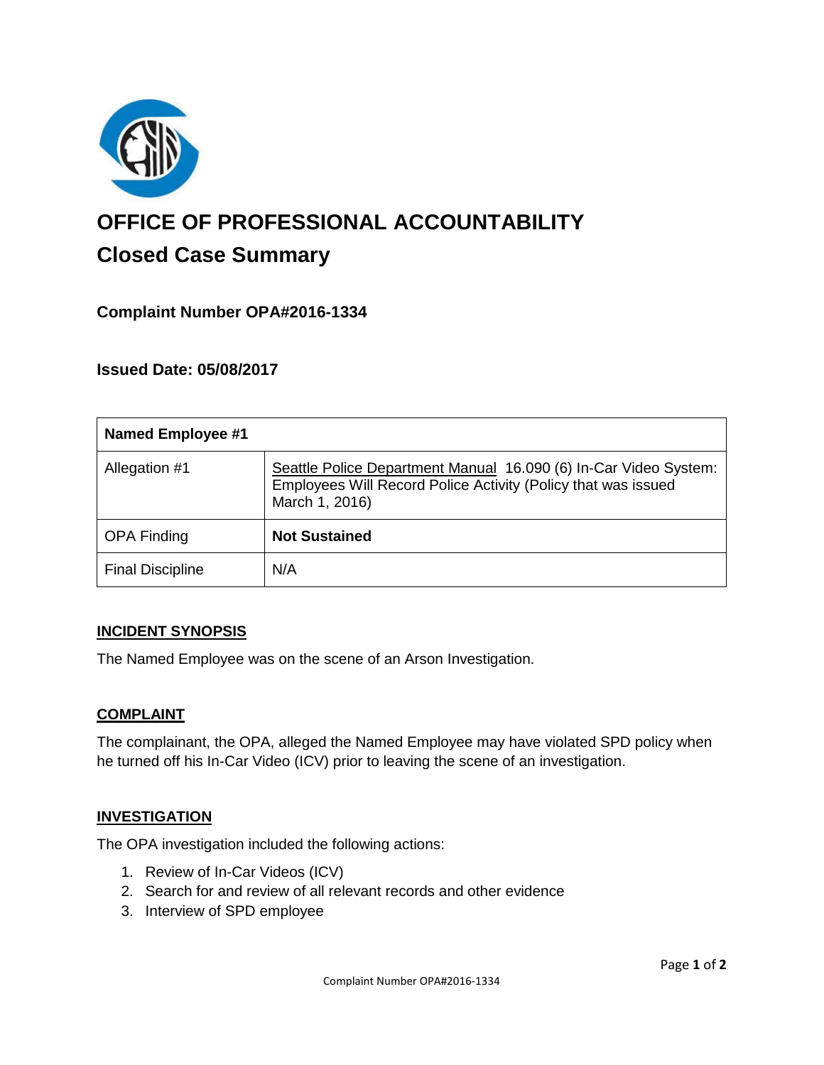# OFFICE OF PROFESSIONAL ACCOUNTABILITY

## Closed Case Summary

### Complaint Number OPA#2016-1334

### Issued Date: 05/08/2017

| Named Employee #1 | |
|---|---|
| Allegation #1 | Seattle Police Department Manual 16.090 (6) In-Car Video System: Employees Will Record Police Activity (Policy that was issued March 1, 2016) |
| OPA Finding | **Not Sustained** |
| Final Discipline | N/A |

## INCIDENT SYNOPSIS

The Named Employee was on the scene of an Arson Investigation.

## COMPLAINT

The complainant, the OPA, alleged the Named Employee may have violated SPD policy when he turned off his In-Car Video (ICV) prior to leaving the scene of an investigation.

## INVESTIGATION

The OPA investigation included the following actions:

1. Review of In-Car Videos (ICV)
2. Search for and review of all relevant records and other evidence
3. Interview of SPD employee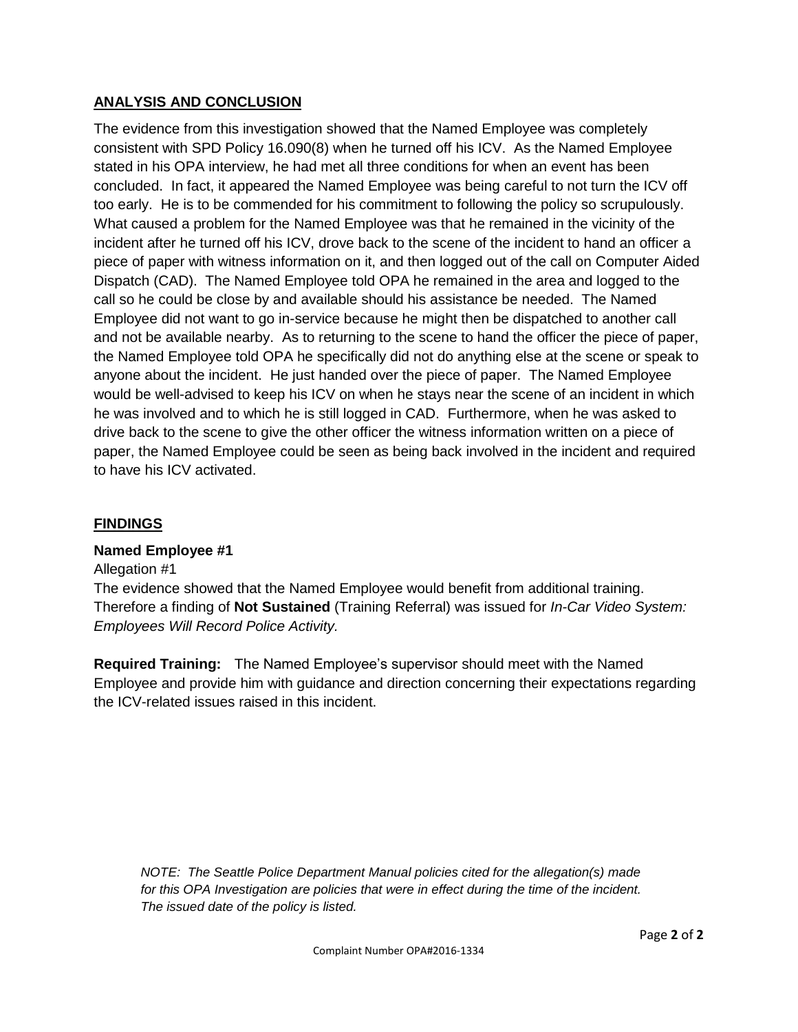## ANALYSIS AND CONCLUSION

The evidence from this investigation showed that the Named Employee was completely consistent with SPD Policy 16.090(8) when he turned off his ICV. As the Named Employee stated in his OPA interview, he had met all three conditions for when an event has been concluded. In fact, it appeared the Named Employee was being careful to not turn the ICV off too early. He is to be commended for his commitment to following the policy so scrupulously. What caused a problem for the Named Employee was that he remained in the vicinity of the incident after he turned off his ICV, drove back to the scene of the incident to hand an officer a piece of paper with witness information on it, and then logged out of the call on Computer Aided Dispatch (CAD). The Named Employee told OPA he remained in the area and logged to the call so he could be close by and available should his assistance be needed. The Named Employee did not want to go in-service because he might then be dispatched to another call and not be available nearby. As to returning to the scene to hand the officer the piece of paper, the Named Employee told OPA he specifically did not do anything else at the scene or speak to anyone about the incident. He just handed over the piece of paper. The Named Employee would be well-advised to keep his ICV on when he stays near the scene of an incident in which he was involved and to which he is still logged in CAD. Furthermore, when he was asked to drive back to the scene to give the other officer the witness information written on a piece of paper, the Named Employee could be seen as being back involved in the incident and required to have his ICV activated.

## FINDINGS

**Named Employee #1**

Allegation #1

The evidence showed that the Named Employee would benefit from additional training. Therefore a finding of **Not Sustained** (Training Referral) was issued for *In-Car Video System: Employees Will Record Police Activity.*

**Required Training:** The Named Employee's supervisor should meet with the Named Employee and provide him with guidance and direction concerning their expectations regarding the ICV-related issues raised in this incident.

*NOTE: The Seattle Police Department Manual policies cited for the allegation(s) made for this OPA Investigation are policies that were in effect during the time of the incident. The issued date of the policy is listed.*

Complaint Number OPA#2016-1334